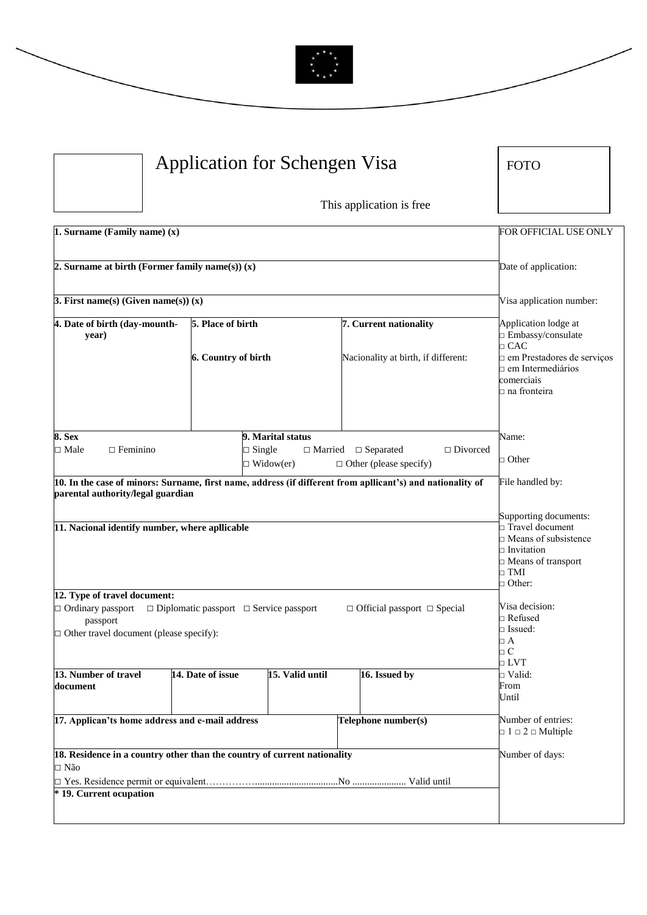# Application for Schengen Visa

FOTO

This application is free

| | FOR OFFICIAL USE ONLY |
|---|---|
| **1. Surname (Family name) (x)** | |
| **2. Surname at birth (Former family name(s)) (x)** | Date of application: |
| **3. First name(s) (Given name(s)) (x)** | Visa application number: |
| **4. Date of birth (day-mounth-year)** / **5. Place of birth** / **6. Country of birth** / **7. Current nationality** / Nacionality at birth, if different: | Application lodge at<br>□ Embassy/consulate<br>□ CAC<br>□ em Prestadores de serviços<br>□ em Intermediários comerciais<br>□ na fronteira |
| **8. Sex**<br>□ Male □ Feminino<br>**9. Marital status**<br>□ Single □ Married □ Separated □ Divorced □ Widow(er) □ Other (please specify) | Name:<br>□ Other |
| **10. In the case of minors: Surname, first name, address (if different from apllicant's) and nationality of parental authority/legal guardian** | File handled by: |
| **11. Nacional identify number, where apllicable** | Supporting documents:<br>□ Travel document<br>□ Means of subsistence<br>□ Invitation<br>□ Means of transport<br>□ TMI<br>□ Other: |
| **12. Type of travel document:**<br>□ Ordinary passport □ Diplomatic passport □ Service passport □ Official passport □ Special passport<br>□ Other travel document (please specify): | Visa decision:<br>□ Refused<br>□ Issued:<br>□ A<br>□ C<br>□ LVT |
| **13. Number of travel document** / **14. Date of issue** / **15. Valid until** / **16. Issued by** | □ Valid:<br>From<br>Until |
| **17. Applican'ts home address and e-mail address** / **Telephone number(s)** | Number of entries:<br>□ 1 □ 2 □ Multiple |
| **18. Residence in a country other than the country of current nationality**<br>□ Não<br>□ Yes. Residence permit or equivalent……………...............................No ...................... Valid until | Number of days: |
| **\* 19. Current ocupation** | |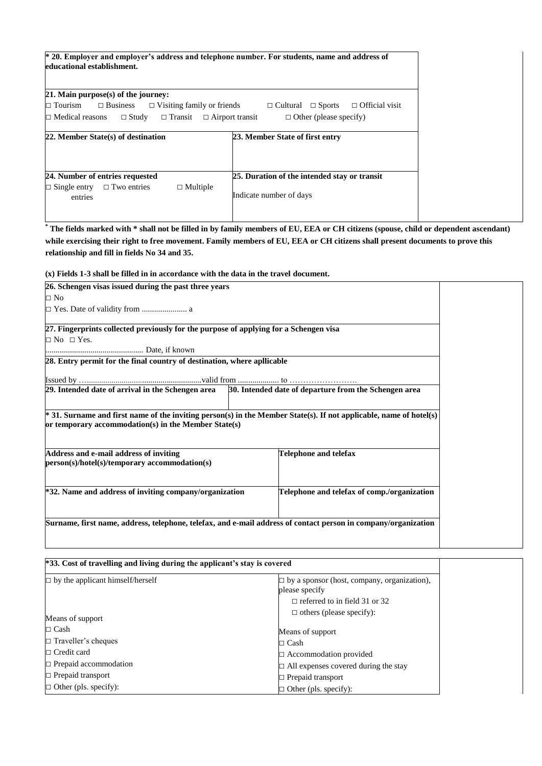**\* 20. Employer and employer's address and telephone number. For students, name and address of educational establishment.**

**21. Main purpose(s) of the journey:**

□ Tourism □ Business □ Visiting family or friends □ Cultural □ Sports □ Official visit

□ Medical reasons □ Study □ Transit □ Airport transit □ Other (please specify)

| **22. Member State(s) of destination** | **23. Member State of first entry** |
|---|---|
| | |

| **24. Number of entries requested** | **25. Duration of the intended stay or transit** |
|---|---|
| □ Single entry □ Two entries □ Multiple entries | Indicate number of days |

**\* The fields marked with \* shall not be filled in by family members of EU, EEA or CH citizens (spouse, child or dependent ascendant) while exercising their right to free movement. Family members of EU, EEA or CH citizens shall present documents to prove this relationship and fill in fields No 34 and 35.**

**(x) Fields 1-3 shall be filled in in accordance with the data in the travel document.**

**26. Schengen visas issued during the past three years**

□ No

□ Yes. Date of validity from ..................... a

**27. Fingerprints collected previously for the purpose of applying for a Schengen visa**

□ No □ Yes.

............................................... Date, if known

**28. Entry permit for the final country of destination, where apllicable**

Issued by ….......................................................valid from ................... to …………………….

| **29. Intended date of arrival in the Schengen area** | **30. Intended date of departure from the Schengen area** |
|---|---|
| | |

**\* 31. Surname and first name of the inviting person(s) in the Member State(s). If not applicable, name of hotel(s) or temporary accommodation(s) in the Member State(s)**

| **Address and e-mail address of inviting person(s)/hotel(s)/temporary accommodation(s)** | **Telephone and telefax** |
|---|---|
| | |

| **\*32. Name and address of inviting company/organization** | **Telephone and telefax of comp./organization** |
|---|---|
| | |

**Surname, first name, address, telephone, telefax, and e-mail address of contact person in company/organization**

**\*33. Cost of travelling and living during the applicant's stay is covered**

| □ by the applicant himself/herself | □ by a sponsor (host, company, organization), please specify |
|---|---|
| | □ referred to in field 31 or 32 |
| Means of support | □ others (please specify): |
| □ Cash | Means of support |
| □ Traveller's cheques | □ Cash |
| □ Credit card | □ Accommodation provided |
| □ Prepaid accommodation | □ All expenses covered during the stay |
| □ Prepaid transport | □ Prepaid transport |
| □ Other (pls. specify): | □ Other (pls. specify): |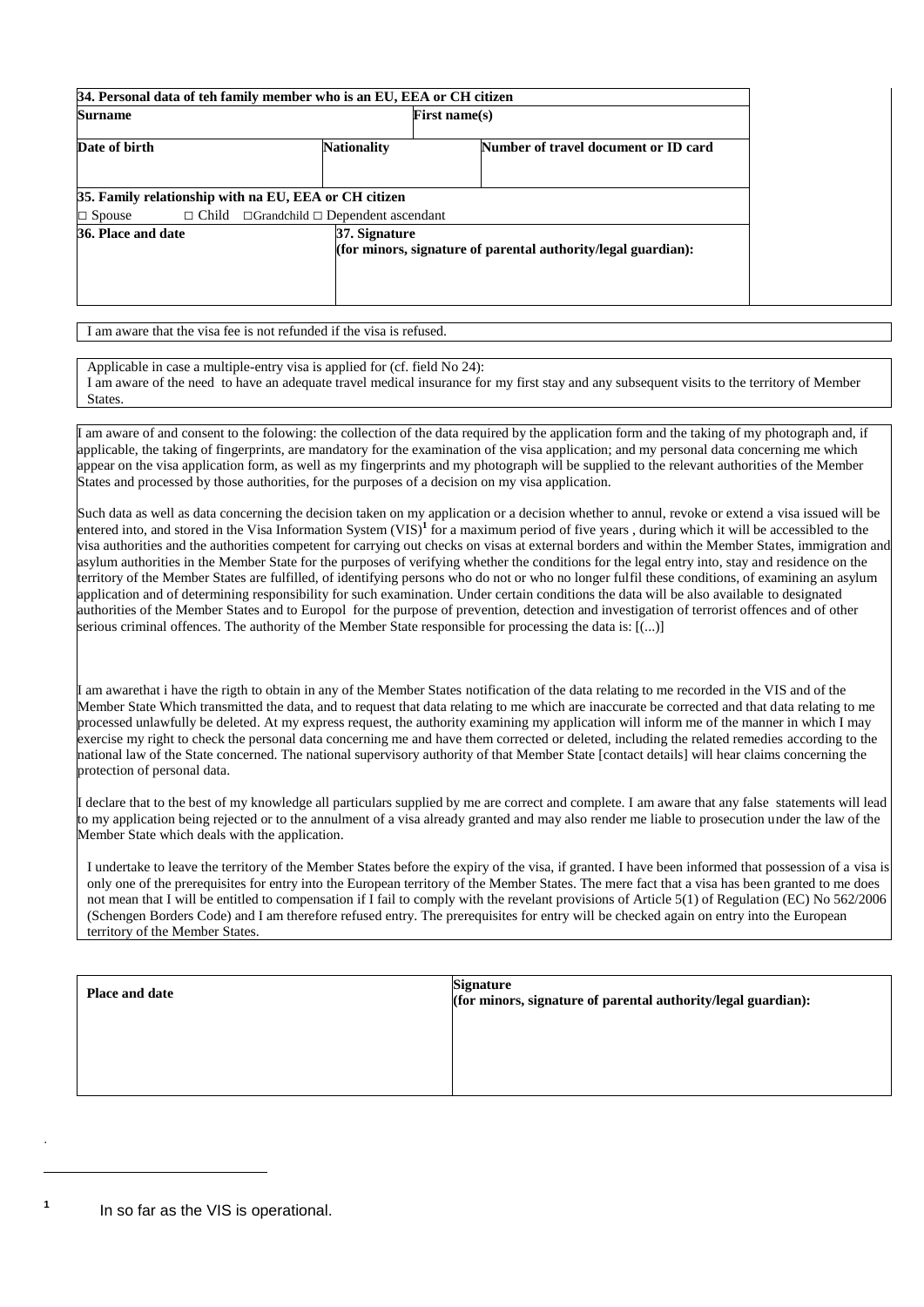| **34. Personal data of teh family member who is an EU, EEA or CH citizen** | | |
|---|---|---|
| **Surname** | **First name(s)** | |
| **Date of birth** | **Nationality** | **Number of travel document or ID card** |
| **35. Family relationship with na EU, EEA or CH citizen** | | |
| □ Spouse □ Child □Grandchild □ Dependent ascendant | | |
| **36. Place and date** | **37. Signature** **(for minors, signature of parental authority/legal guardian):** | |

I am aware that the visa fee is not refunded if the visa is refused.

Applicable in case a multiple-entry visa is applied for (cf. field No 24):
I am aware of the need to have an adequate travel medical insurance for my first stay and any subsequent visits to the territory of Member States.

I am aware of and consent to the folowing: the collection of the data required by the application form and the taking of my photograph and, if applicable, the taking of fingerprints, are mandatory for the examination of the visa application; and my personal data concerning me which appear on the visa application form, as well as my fingerprints and my photograph will be supplied to the relevant authorities of the Member States and processed by those authorities, for the purposes of a decision on my visa application.

Such data as well as data concerning the decision taken on my application or a decision whether to annul, revoke or extend a visa issued will be entered into, and stored in the Visa Information System (VIS)[1] for a maximum period of five years , during which it will be accessibled to the visa authorities and the authorities competent for carrying out checks on visas at external borders and within the Member States, immigration and asylum authorities in the Member State for the purposes of verifying whether the conditions for the legal entry into, stay and residence on the territory of the Member States are fulfilled, of identifying persons who do not or who no longer fulfil these conditions, of examining an asylum application and of determining responsibility for such examination. Under certain conditions the data will be also available to designated authorities of the Member States and to Europol for the purpose of prevention, detection and investigation of terrorist offences and of other serious criminal offences. The authority of the Member State responsible for processing the data is: [(...)]

I am awarethat i have the rigth to obtain in any of the Member States notification of the data relating to me recorded in the VIS and of the Member State Which transmitted the data, and to request that data relating to me which are inaccurate be corrected and that data relating to me processed unlawfully be deleted. At my express request, the authority examining my application will inform me of the manner in which I may exercise my right to check the personal data concerning me and have them corrected or deleted, including the related remedies according to the national law of the State concerned. The national supervisory authority of that Member State [contact details] will hear claims concerning the protection of personal data.

I declare that to the best of my knowledge all particulars supplied by me are correct and complete. I am aware that any false statements will lead to my application being rejected or to the annulment of a visa already granted and may also render me liable to prosecution under the law of the Member State which deals with the application.

I undertake to leave the territory of the Member States before the expiry of the visa, if granted. I have been informed that possession of a visa is only one of the prerequisites for entry into the European territory of the Member States. The mere fact that a visa has been granted to me does not mean that I will be entitled to compensation if I fail to comply with the revelant provisions of Article 5(1) of Regulation (EC) No 562/2006 (Schengen Borders Code) and I am therefore refused entry. The prerequisites for entry will be checked again on entry into the European territory of the Member States.

| **Place and date** | **Signature** **(for minors, signature of parental authority/legal guardian):** |
|---|---|
| | |

[1] In so far as the VIS is operational.